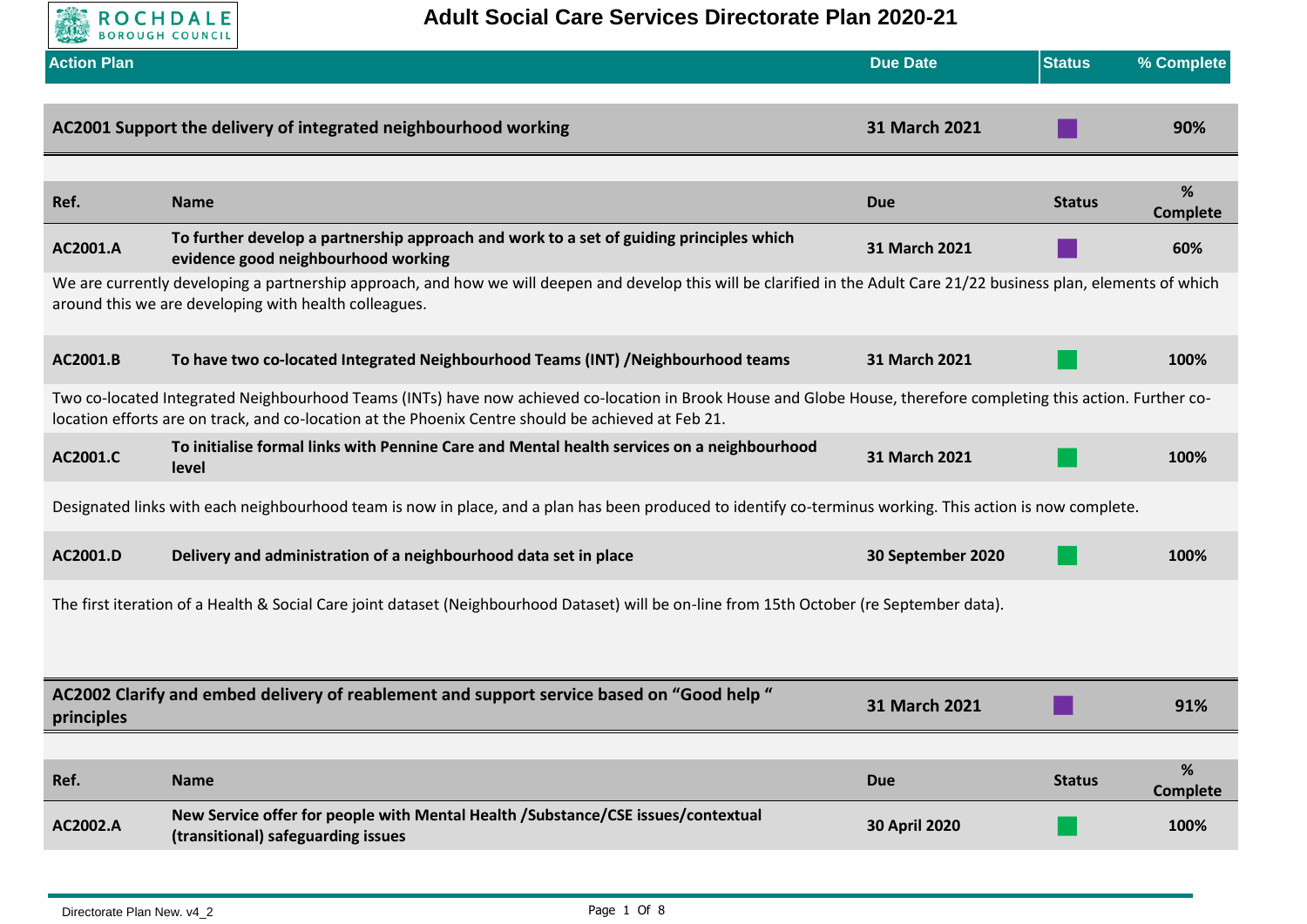# Adult Social Care Services Directorate Plan 2020-21

| Action Plan | Due Date | Status | % Complete |
|---|---|---|---|
| **AC2001 Support the delivery of integrated neighbourhood working** | **31 March 2021** | ■ | **90%** |

| Ref. | Name | Due | Status | % Complete |
|---|---|---|---|---|
| **AC2001.A** | **To further develop a partnership approach and work to a set of guiding principles which evidence good neighbourhood working** | **31 March 2021** | ■ | **60%** |

We are currently developing a partnership approach, and how we will deepen and develop this will be clarified in the Adult Care 21/22 business plan, elements of which around this we are developing with health colleagues.

| Ref. | Name | Due | Status | % Complete |
|---|---|---|---|---|
| **AC2001.B** | **To have two co-located Integrated Neighbourhood Teams (INT) /Neighbourhood teams** | **31 March 2021** | ■ | **100%** |

Two co-located Integrated Neighbourhood Teams (INTs) have now achieved co-location in Brook House and Globe House, therefore completing this action. Further co-location efforts are on track, and co-location at the Phoenix Centre should be achieved at Feb 21.

| Ref. | Name | Due | Status | % Complete |
|---|---|---|---|---|
| **AC2001.C** | **To initialise formal links with Pennine Care and Mental health services on a neighbourhood level** | **31 March 2021** | ■ | **100%** |

Designated links with each neighbourhood team is now in place, and a plan has been produced to identify co-terminus working. This action is now complete.

| Ref. | Name | Due | Status | % Complete |
|---|---|---|---|---|
| **AC2001.D** | **Delivery and administration of a neighbourhood data set in place** | **30 September 2020** | ■ | **100%** |

The first iteration of a Health & Social Care joint dataset (Neighbourhood Dataset) will be on-line from 15th October (re September data).

| Action Plan | Due Date | Status | % Complete |
|---|---|---|---|
| **AC2002 Clarify and embed delivery of reablement and support service based on “Good help “ principles** | **31 March 2021** | ■ | **91%** |

| Ref. | Name | Due | Status | % Complete |
|---|---|---|---|---|
| **AC2002.A** | **New Service offer for people with Mental Health /Substance/CSE issues/contextual (transitional) safeguarding issues** | **30 April 2020** | ■ | **100%** |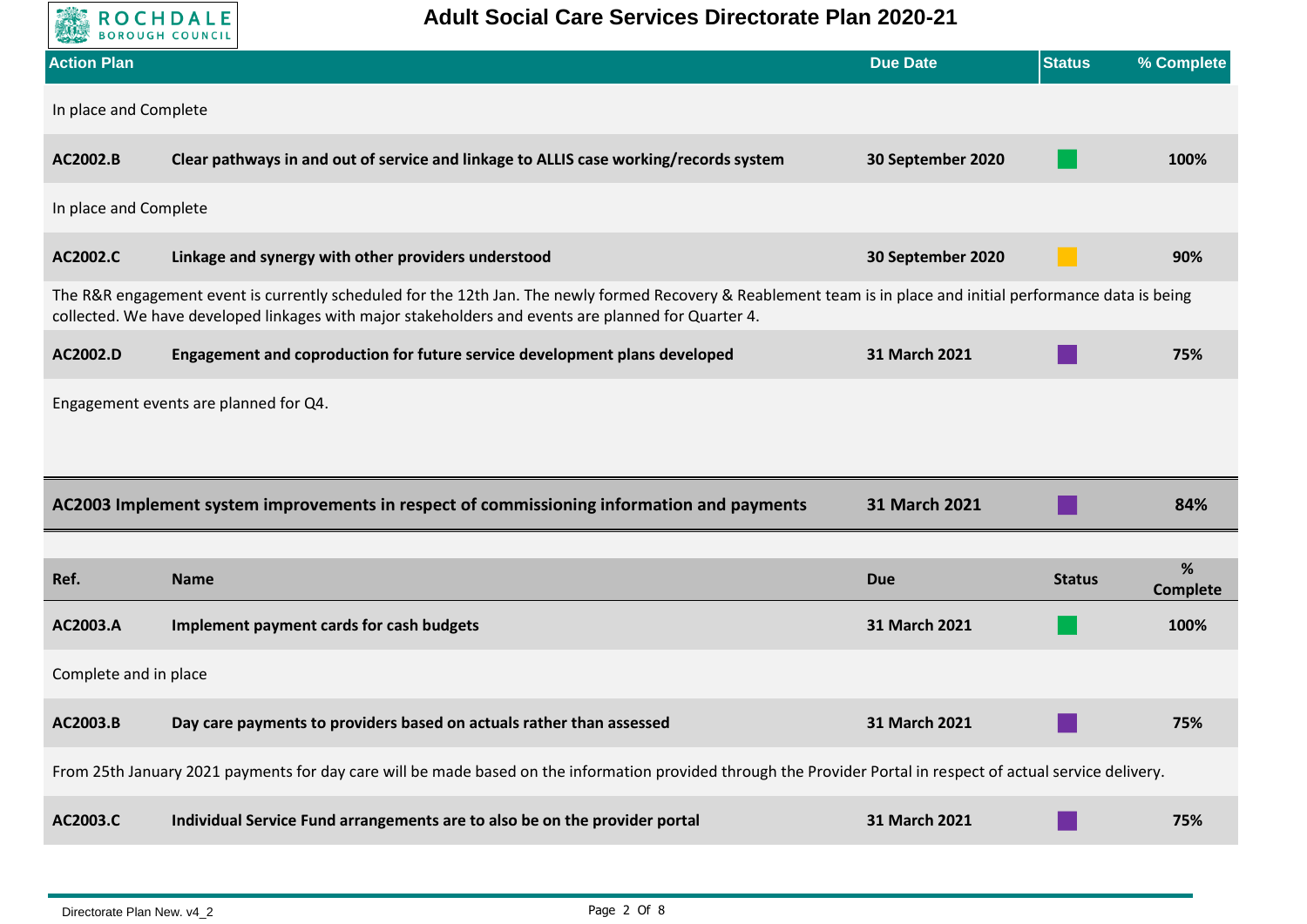| Action Plan | | Due Date | Status | % Complete |
|---|---|---|---|---|
| In place and Complete | | | | |
| **AC2002.B** | **Clear pathways in and out of service and linkage to ALLIS case working/records system** | **30 September 2020** | | **100%** |
| In place and Complete | | | | |
| **AC2002.C** | **Linkage and synergy with other providers understood** | **30 September 2020** | | **90%** |
| The R&R engagement event is currently scheduled for the 12th Jan. The newly formed Recovery & Reablement team is in place and initial performance data is being collected. We have developed linkages with major stakeholders and events are planned for Quarter 4. | | | | |
| **AC2002.D** | **Engagement and coproduction for future service development plans developed** | **31 March 2021** | | **75%** |
| Engagement events are planned for Q4. | | | | |

| **AC2003 Implement system improvements in respect of commissioning information and payments** | **31 March 2021** | | **84%** |
|---|---|---|---|

| Ref. | Name | Due | Status | % Complete |
|---|---|---|---|---|
| **AC2003.A** | **Implement payment cards for cash budgets** | **31 March 2021** | | **100%** |
| Complete and in place | | | | |
| **AC2003.B** | **Day care payments to providers based on actuals rather than assessed** | **31 March 2021** | | **75%** |
| From 25th January 2021 payments for day care will be made based on the information provided through the Provider Portal in respect of actual service delivery. | | | | |
| **AC2003.C** | **Individual Service Fund arrangements are to also be on the provider portal** | **31 March 2021** | | **75%** |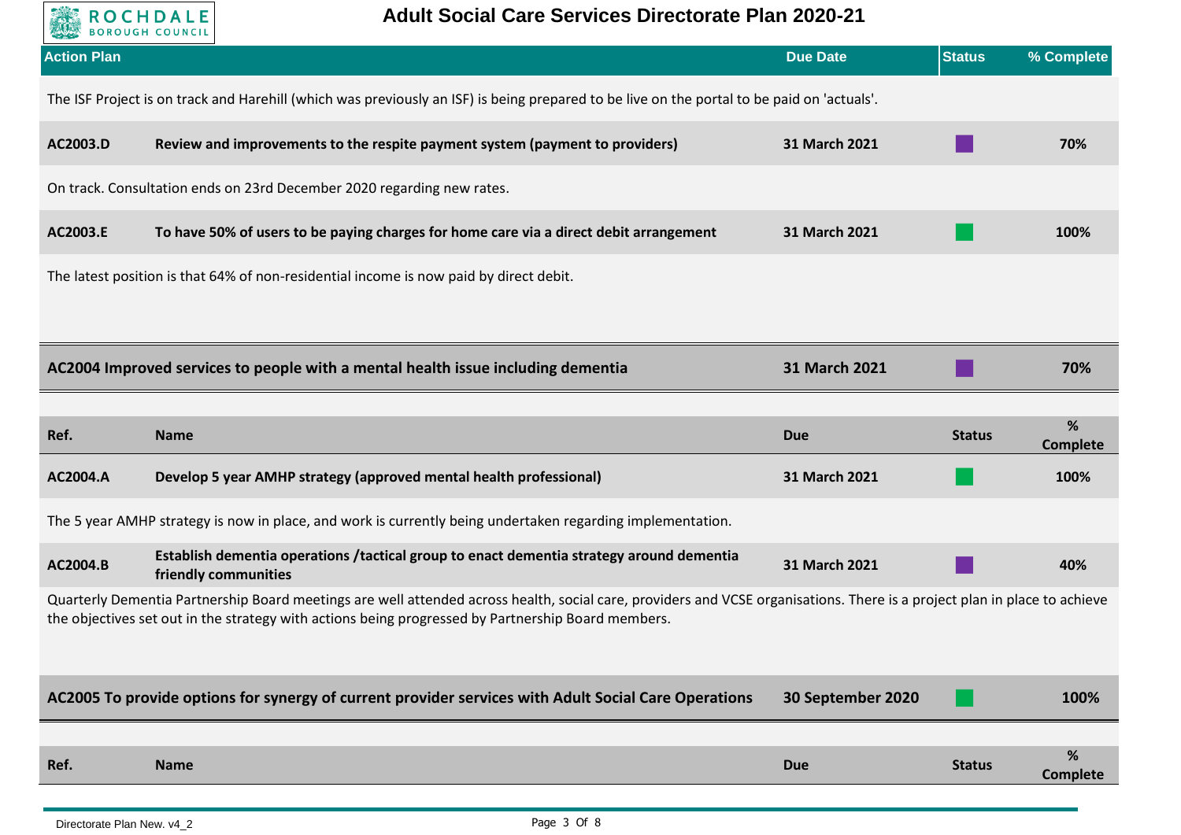| Action Plan | Due Date | Status | % Complete |
|---|---|---|---|

The ISF Project is on track and Harehill (which was previously an ISF) is being prepared to be live on the portal to be paid on 'actuals'.

| | | | | |
|---|---|---|---|---|
| **AC2003.D** | **Review and improvements to the respite payment system (payment to providers)** | **31 March 2021** | | **70%** |

On track. Consultation ends on 23rd December 2020 regarding new rates.

| | | | | |
|---|---|---|---|---|
| **AC2003.E** | **To have 50% of users to be paying charges for home care via a direct debit arrangement** | **31 March 2021** | | **100%** |

The latest position is that 64% of non-residential income is now paid by direct debit.

| | | | |
|---|---|---|---|
| **AC2004 Improved services to people with a mental health issue including dementia** | **31 March 2021** | | **70%** |

| Ref. | Name | Due | Status | % Complete |
|---|---|---|---|---|
| **AC2004.A** | **Develop 5 year AMHP strategy (approved mental health professional)** | **31 March 2021** | | **100%** |

The 5 year AMHP strategy is now in place, and work is currently being undertaken regarding implementation.

| | | | | |
|---|---|---|---|---|
| **AC2004.B** | **Establish dementia operations /tactical group to enact dementia strategy around dementia friendly communities** | **31 March 2021** | | **40%** |

Quarterly Dementia Partnership Board meetings are well attended across health, social care, providers and VCSE organisations. There is a project plan in place to achieve the objectives set out in the strategy with actions being progressed by Partnership Board members.

| | | | |
|---|---|---|---|
| **AC2005 To provide options for synergy of current provider services with Adult Social Care Operations** | **30 September 2020** | | **100%** |

| Ref. | Name | Due | Status | % Complete |
|---|---|---|---|---|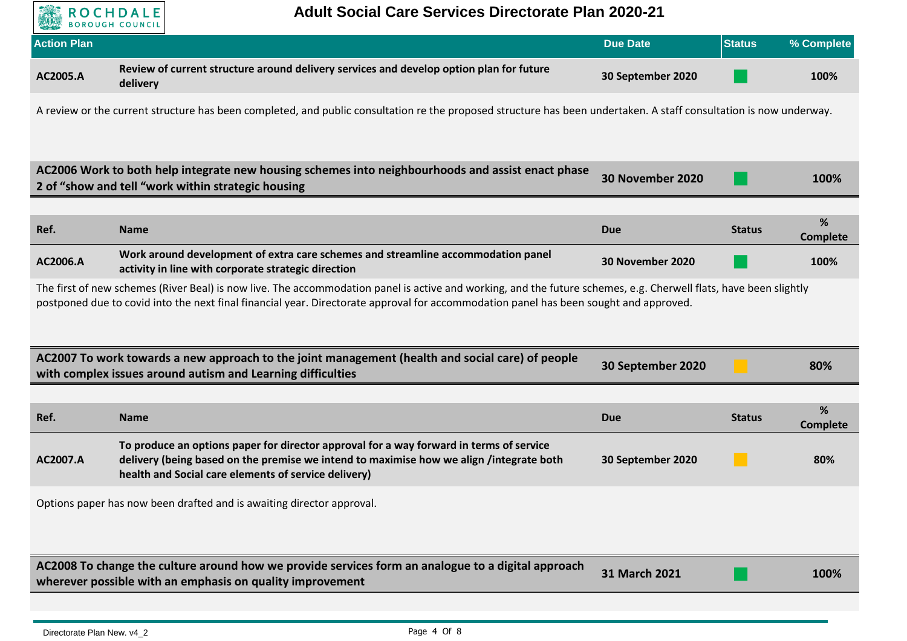# Adult Social Care Services Directorate Plan 2020-21

| Action Plan | | Due Date | Status | % Complete |
|---|---|---|---|---|
| **AC2005.A** | **Review of current structure around delivery services and develop option plan for future delivery** | **30 September 2020** | Green | **100%** |

A review or the current structure has been completed, and public consultation re the proposed structure has been undertaken. A staff consultation is now underway.

| Action | Due Date | Status | % Complete |
|---|---|---|---|
| **AC2006 Work to both help integrate new housing schemes into neighbourhoods and assist enact phase 2 of "show and tell "work within strategic housing** | **30 November 2020** | Green | **100%** |

| Ref. | Name | Due | Status | % Complete |
|---|---|---|---|---|
| **AC2006.A** | **Work around development of extra care schemes and streamline accommodation panel activity in line with corporate strategic direction** | **30 November 2020** | Green | **100%** |

The first of new schemes (River Beal) is now live. The accommodation panel is active and working, and the future schemes, e.g. Cherwell flats, have been slightly postponed due to covid into the next final financial year. Directorate approval for accommodation panel has been sought and approved.

| Action | Due Date | Status | % Complete |
|---|---|---|---|
| **AC2007 To work towards a new approach to the joint management (health and social care) of people with complex issues around autism and Learning difficulties** | **30 September 2020** | Amber | **80%** |

| Ref. | Name | Due | Status | % Complete |
|---|---|---|---|---|
| **AC2007.A** | **To produce an options paper for director approval for a way forward in terms of service delivery (being based on the premise we intend to maximise how we align /integrate both health and Social care elements of service delivery)** | **30 September 2020** | Amber | **80%** |

Options paper has now been drafted and is awaiting director approval.

| Action | Due Date | Status | % Complete |
|---|---|---|---|
| **AC2008 To change the culture around how we provide services form an analogue to a digital approach wherever possible with an emphasis on quality improvement** | **31 March 2021** | Green | **100%** |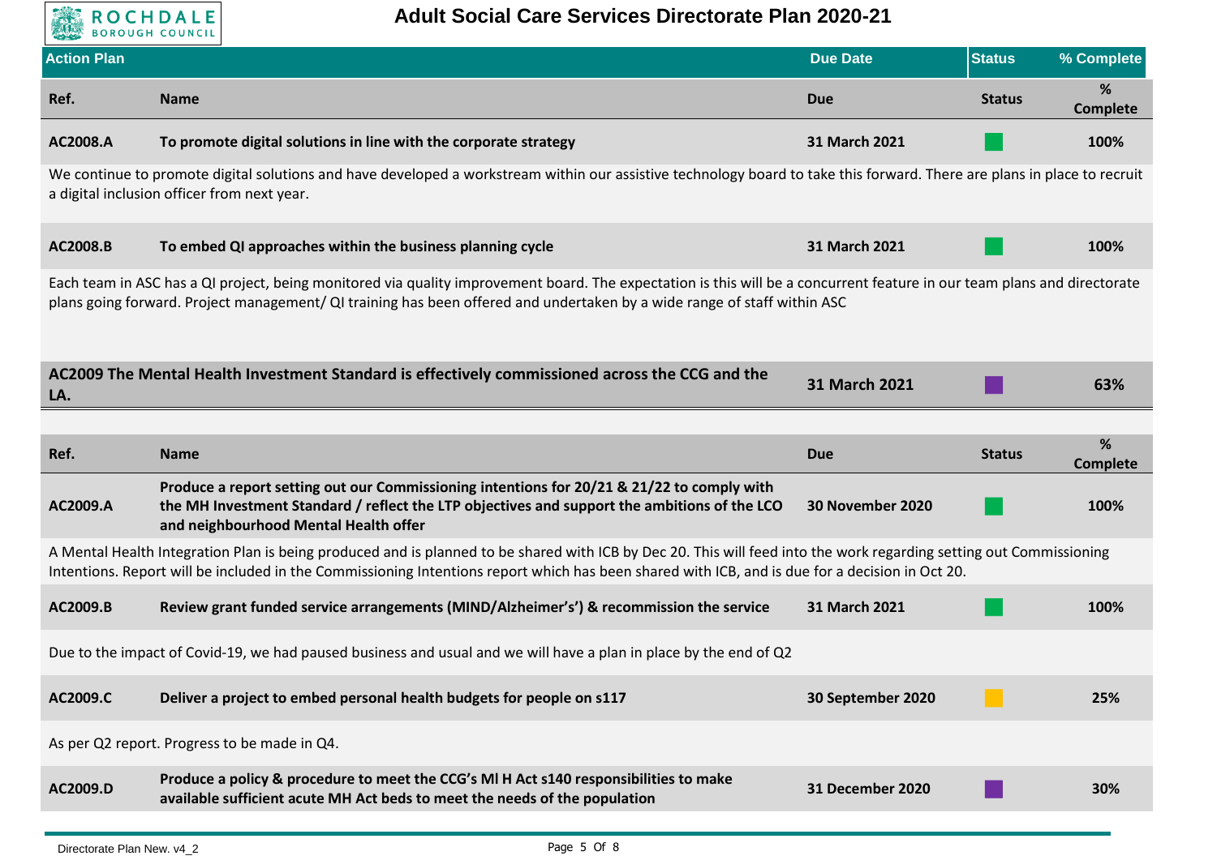# Adult Social Care Services Directorate Plan 2020-21

| Action Plan | | Due Date | Status | % Complete |
|---|---|---|---|---|
| **Ref.** | **Name** | **Due** | **Status** | **% Complete** |
| **AC2008.A** | **To promote digital solutions in line with the corporate strategy** | **31 March 2021** | ■ (green) | **100%** |

We continue to promote digital solutions and have developed a workstream within our assistive technology board to take this forward. There are plans in place to recruit a digital inclusion officer from next year.

| Ref. | Name | Due | Status | % Complete |
|---|---|---|---|---|
| **AC2008.B** | **To embed QI approaches within the business planning cycle** | **31 March 2021** | ■ (green) | **100%** |

Each team in ASC has a QI project, being monitored via quality improvement board. The expectation is this will be a concurrent feature in our team plans and directorate plans going forward. Project management/ QI training has been offered and undertaken by a wide range of staff within ASC

| | Due | Status | % Complete |
|---|---|---|---|
| **AC2009 The Mental Health Investment Standard is effectively commissioned across the CCG and the LA.** | **31 March 2021** | ■ (purple) | **63%** |

| Ref. | Name | Due | Status | % Complete |
|---|---|---|---|---|
| **AC2009.A** | **Produce a report setting out our Commissioning intentions for 20/21 & 21/22 to comply with the MH Investment Standard / reflect the LTP objectives and support the ambitions of the LCO and neighbourhood Mental Health offer** | **30 November 2020** | ■ (green) | **100%** |

A Mental Health Integration Plan is being produced and is planned to be shared with ICB by Dec 20. This will feed into the work regarding setting out Commissioning Intentions. Report will be included in the Commissioning Intentions report which has been shared with ICB, and is due for a decision in Oct 20.

| Ref. | Name | Due | Status | % Complete |
|---|---|---|---|---|
| **AC2009.B** | **Review grant funded service arrangements (MIND/Alzheimer's') & recommission the service** | **31 March 2021** | ■ (green) | **100%** |

Due to the impact of Covid-19, we had paused business and usual and we will have a plan in place by the end of Q2

| Ref. | Name | Due | Status | % Complete |
|---|---|---|---|---|
| **AC2009.C** | **Deliver a project to embed personal health budgets for people on s117** | **30 September 2020** | ■ (amber) | **25%** |

As per Q2 report. Progress to be made in Q4.

| Ref. | Name | Due | Status | % Complete |
|---|---|---|---|---|
| **AC2009.D** | **Produce a policy & procedure to meet the CCG's Ml H Act s140 responsibilities to make available sufficient acute MH Act beds to meet the needs of the population** | **31 December 2020** | ■ (purple) | **30%** |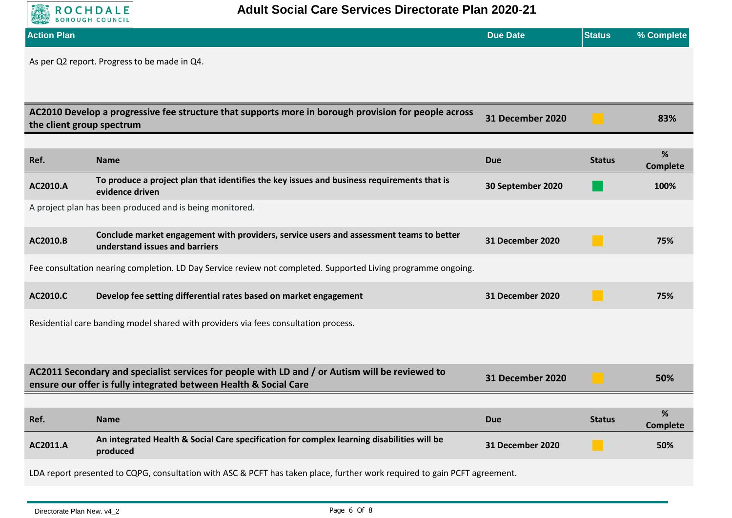| Action Plan | Due Date | Status | % Complete |
|---|---|---|---|

As per Q2 report. Progress to be made in Q4.

| **AC2010 Develop a progressive fee structure that supports more in borough provision for people across the client group spectrum** | **31 December 2020** | Amber | **83%** |
|---|---|---|---|

| Ref. | Name | Due | Status | % Complete |
|---|---|---|---|---|
| **AC2010.A** | **To produce a project plan that identifies the key issues and business requirements that is evidence driven** | **30 September 2020** | Green | **100%** |

A project plan has been produced and is being monitored.

| Ref. | Name | Due | Status | % Complete |
|---|---|---|---|---|
| **AC2010.B** | **Conclude market engagement with providers, service users and assessment teams to better understand issues and barriers** | **31 December 2020** | Amber | **75%** |

Fee consultation nearing completion. LD Day Service review not completed. Supported Living programme ongoing.

| Ref. | Name | Due | Status | % Complete |
|---|---|---|---|---|
| **AC2010.C** | **Develop fee setting differential rates based on market engagement** | **31 December 2020** | Amber | **75%** |

Residential care banding model shared with providers via fees consultation process.

| **AC2011 Secondary and specialist services for people with LD and / or Autism will be reviewed to ensure our offer is fully integrated between Health & Social Care** | **31 December 2020** | Amber | **50%** |
|---|---|---|---|

| Ref. | Name | Due | Status | % Complete |
|---|---|---|---|---|
| **AC2011.A** | **An integrated Health & Social Care specification for complex learning disabilities will be produced** | **31 December 2020** | Amber | **50%** |

LDA report presented to CQPG, consultation with ASC & PCFT has taken place, further work required to gain PCFT agreement.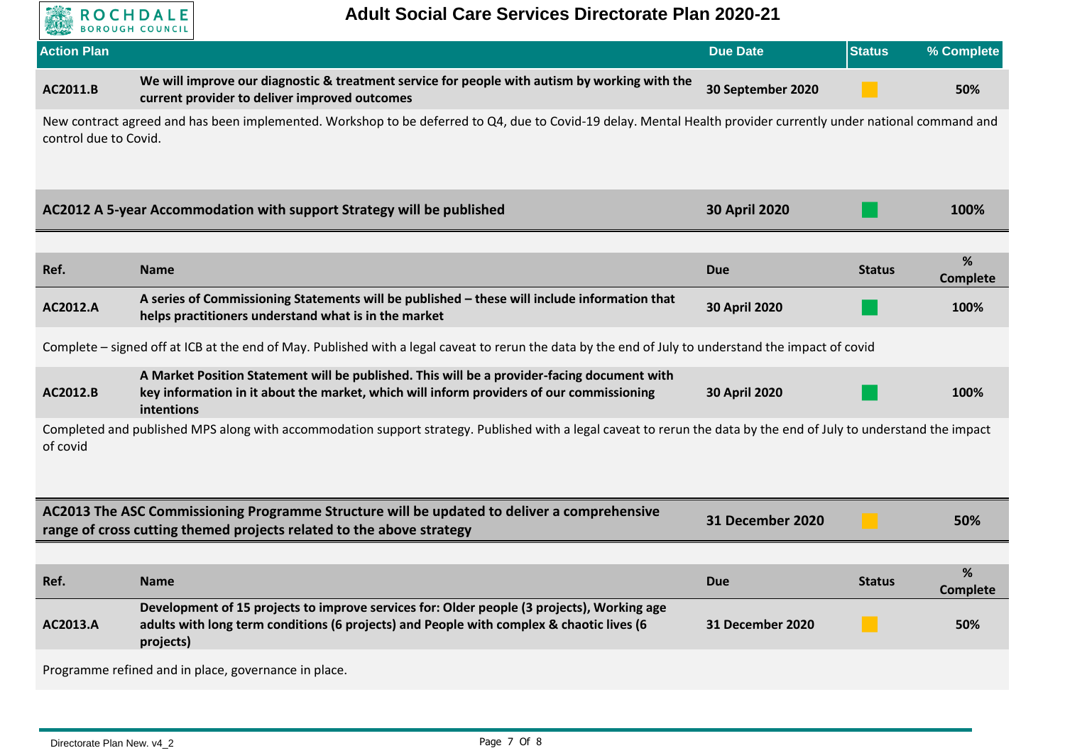# Adult Social Care Services Directorate Plan 2020-21

| Action Plan | | Due Date | Status | % Complete |
|---|---|---|---|---|
| **AC2011.B** | **We will improve our diagnostic & treatment service for people with autism by working with the current provider to deliver improved outcomes** | **30 September 2020** | Amber | **50%** |

New contract agreed and has been implemented. Workshop to be deferred to Q4, due to Covid-19 delay. Mental Health provider currently under national command and control due to Covid.

| **AC2012 A 5-year Accommodation with support Strategy will be published** | **30 April 2020** | Green | **100%** |
|---|---|---|---|

| Ref. | Name | Due | Status | % Complete |
|---|---|---|---|---|
| **AC2012.A** | **A series of Commissioning Statements will be published – these will include information that helps practitioners understand what is in the market** | **30 April 2020** | Green | **100%** |

Complete – signed off at ICB at the end of May. Published with a legal caveat to rerun the data by the end of July to understand the impact of covid

| Ref. | Name | Due | Status | % Complete |
|---|---|---|---|---|
| **AC2012.B** | **A Market Position Statement will be published. This will be a provider-facing document with key information in it about the market, which will inform providers of our commissioning intentions** | **30 April 2020** | Green | **100%** |

Completed and published MPS along with accommodation support strategy. Published with a legal caveat to rerun the data by the end of July to understand the impact of covid

| **AC2013 The ASC Commissioning Programme Structure will be updated to deliver a comprehensive range of cross cutting themed projects related to the above strategy** | **31 December 2020** | Amber | **50%** |
|---|---|---|---|

| Ref. | Name | Due | Status | % Complete |
|---|---|---|---|---|
| **AC2013.A** | **Development of 15 projects to improve services for: Older people (3 projects), Working age adults with long term conditions (6 projects) and People with complex & chaotic lives (6 projects)** | **31 December 2020** | Amber | **50%** |

Programme refined and in place, governance in place.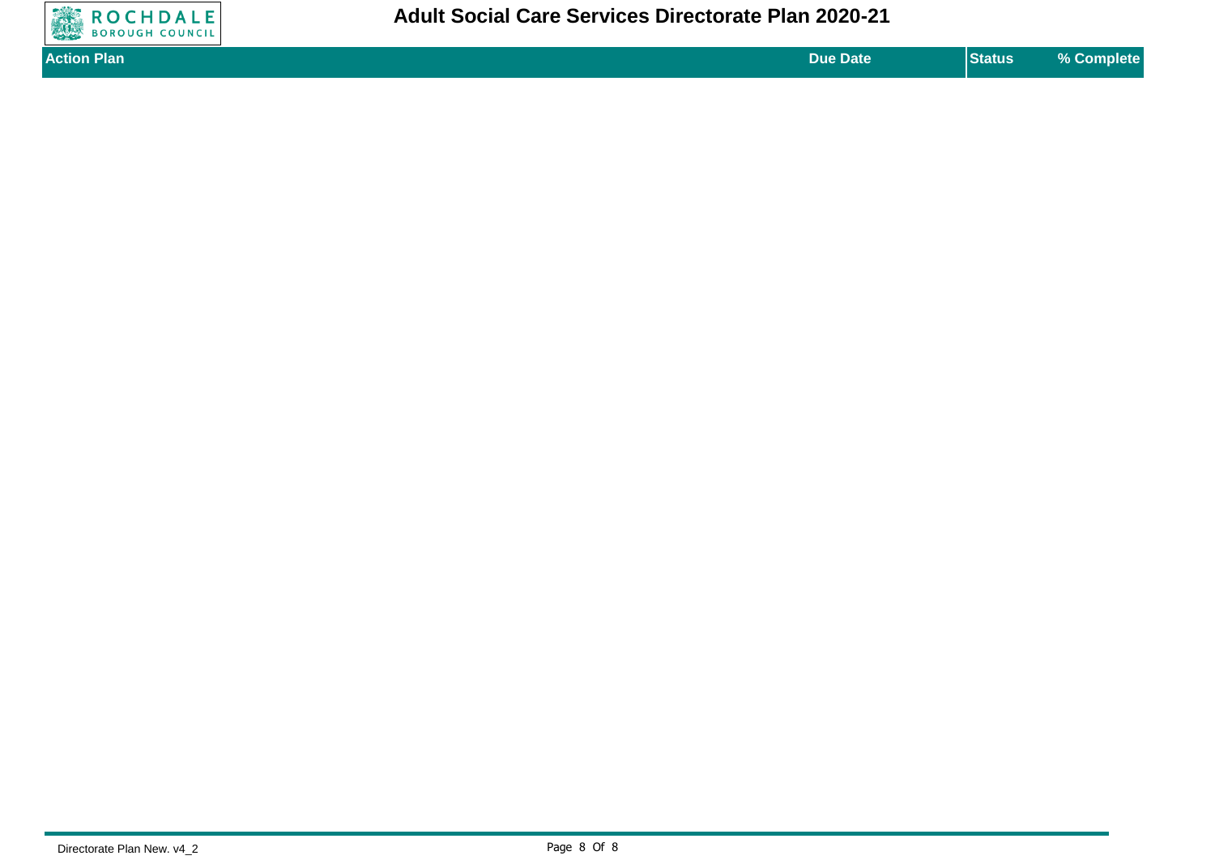| Action Plan | Due Date | Status | % Complete |
|---|---|---|---|